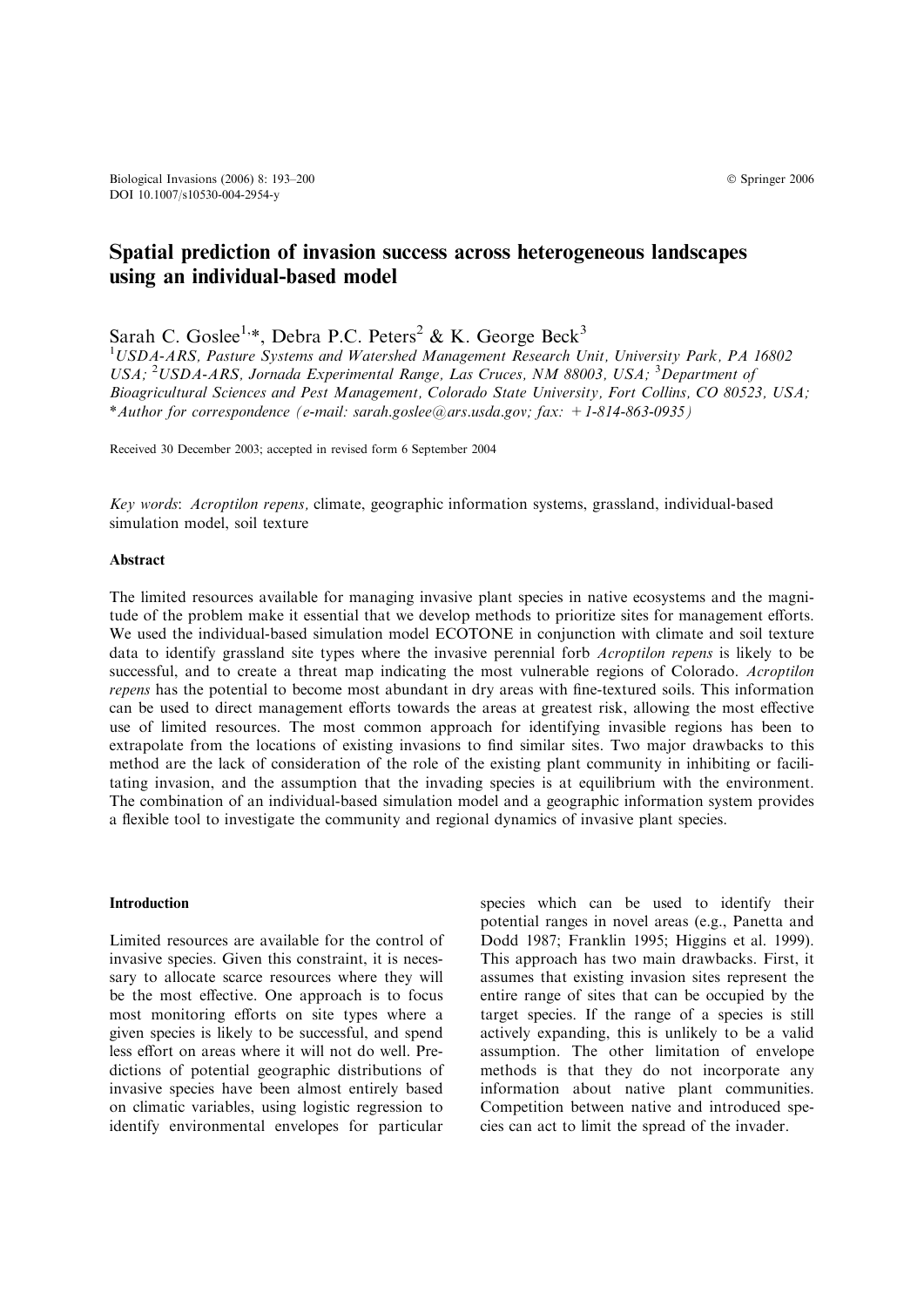# Spatial prediction of invasion success across heterogeneous landscapes using an individual-based model

Sarah C. Goslee[1,*], Debra P.C. Peters[2] & K. George Beck[3]

[1]USDA-ARS, Pasture Systems and Watershed Management Research Unit, University Park, PA 16802 USA; [2]USDA-ARS, Jornada Experimental Range, Las Cruces, NM 88003, USA; [3]Department of Bioagricultural Sciences and Pest Management, Colorado State University, Fort Collins, CO 80523, USA; *Author for correspondence (e-mail: sarah.goslee@ars.usda.gov; fax: +1-814-863-0935)

Received 30 December 2003; accepted in revised form 6 September 2004

*Key words*: *Acroptilon repens,* climate, geographic information systems, grassland, individual-based simulation model, soil texture

## Abstract

The limited resources available for managing invasive plant species in native ecosystems and the magnitude of the problem make it essential that we develop methods to prioritize sites for management efforts. We used the individual-based simulation model ECOTONE in conjunction with climate and soil texture data to identify grassland site types where the invasive perennial forb *Acroptilon repens* is likely to be successful, and to create a threat map indicating the most vulnerable regions of Colorado. *Acroptilon repens* has the potential to become most abundant in dry areas with fine-textured soils. This information can be used to direct management efforts towards the areas at greatest risk, allowing the most effective use of limited resources. The most common approach for identifying invasible regions has been to extrapolate from the locations of existing invasions to find similar sites. Two major drawbacks to this method are the lack of consideration of the role of the existing plant community in inhibiting or facilitating invasion, and the assumption that the invading species is at equilibrium with the environment. The combination of an individual-based simulation model and a geographic information system provides a flexible tool to investigate the community and regional dynamics of invasive plant species.

## Introduction

Limited resources are available for the control of invasive species. Given this constraint, it is necessary to allocate scarce resources where they will be the most effective. One approach is to focus most monitoring efforts on site types where a given species is likely to be successful, and spend less effort on areas where it will not do well. Predictions of potential geographic distributions of invasive species have been almost entirely based on climatic variables, using logistic regression to identify environmental envelopes for particular species which can be used to identify their potential ranges in novel areas (e.g., Panetta and Dodd 1987; Franklin 1995; Higgins et al. 1999). This approach has two main drawbacks. First, it assumes that existing invasion sites represent the entire range of sites that can be occupied by the target species. If the range of a species is still actively expanding, this is unlikely to be a valid assumption. The other limitation of envelope methods is that they do not incorporate any information about native plant communities. Competition between native and introduced species can act to limit the spread of the invader.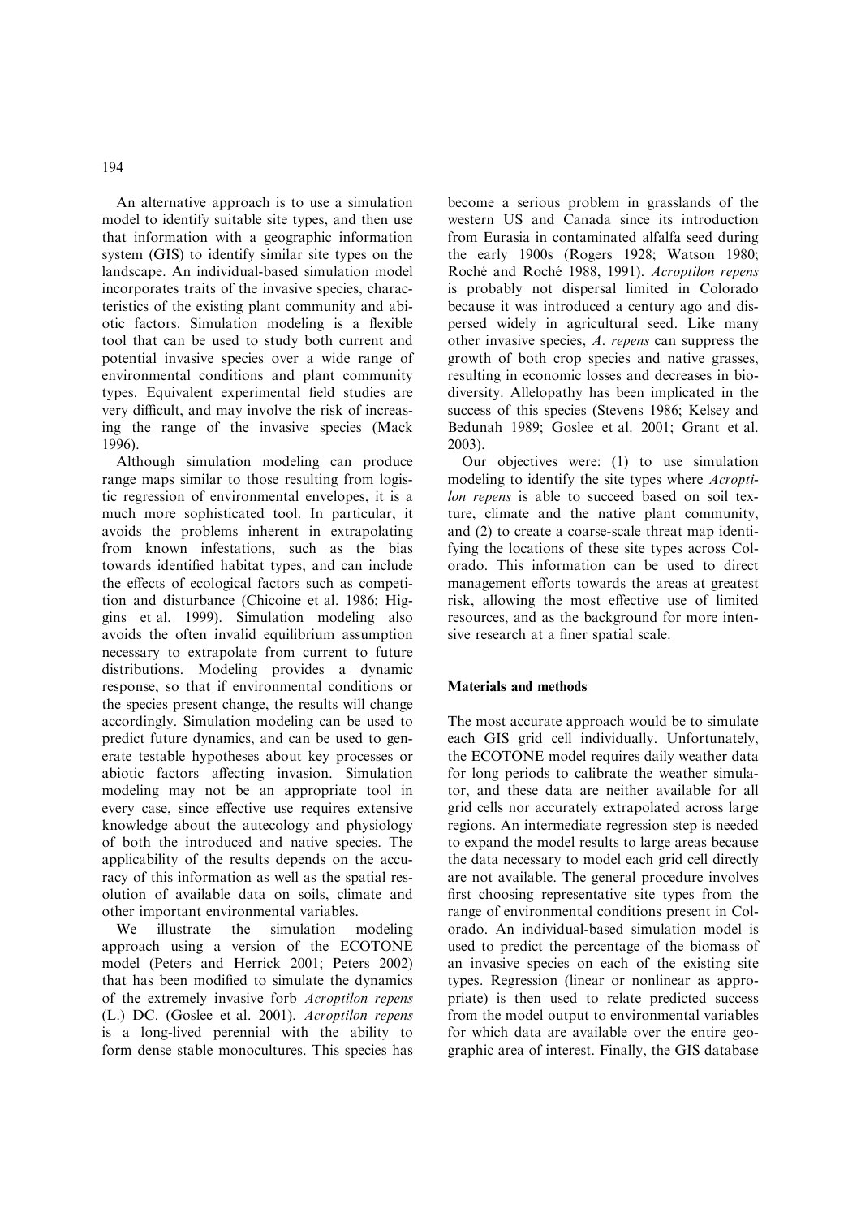An alternative approach is to use a simulation model to identify suitable site types, and then use that information with a geographic information system (GIS) to identify similar site types on the landscape. An individual-based simulation model incorporates traits of the invasive species, characteristics of the existing plant community and abiotic factors. Simulation modeling is a flexible tool that can be used to study both current and potential invasive species over a wide range of environmental conditions and plant community types. Equivalent experimental field studies are very difficult, and may involve the risk of increasing the range of the invasive species (Mack 1996).

Although simulation modeling can produce range maps similar to those resulting from logistic regression of environmental envelopes, it is a much more sophisticated tool. In particular, it avoids the problems inherent in extrapolating from known infestations, such as the bias towards identified habitat types, and can include the effects of ecological factors such as competition and disturbance (Chicoine et al. 1986; Higgins et al. 1999). Simulation modeling also avoids the often invalid equilibrium assumption necessary to extrapolate from current to future distributions. Modeling provides a dynamic response, so that if environmental conditions or the species present change, the results will change accordingly. Simulation modeling can be used to predict future dynamics, and can be used to generate testable hypotheses about key processes or abiotic factors affecting invasion. Simulation modeling may not be an appropriate tool in every case, since effective use requires extensive knowledge about the autecology and physiology of both the introduced and native species. The applicability of the results depends on the accuracy of this information as well as the spatial resolution of available data on soils, climate and other important environmental variables.

We illustrate the simulation modeling approach using a version of the ECOTONE model (Peters and Herrick 2001; Peters 2002) that has been modified to simulate the dynamics of the extremely invasive forb *Acroptilon repens* (L.) DC. (Goslee et al. 2001). *Acroptilon repens* is a long-lived perennial with the ability to form dense stable monocultures. This species has become a serious problem in grasslands of the western US and Canada since its introduction from Eurasia in contaminated alfalfa seed during the early 1900s (Rogers 1928; Watson 1980; Roché and Roché 1988, 1991). *Acroptilon repens* is probably not dispersal limited in Colorado because it was introduced a century ago and dispersed widely in agricultural seed. Like many other invasive species, *A. repens* can suppress the growth of both crop species and native grasses, resulting in economic losses and decreases in biodiversity. Allelopathy has been implicated in the success of this species (Stevens 1986; Kelsey and Bedunah 1989; Goslee et al. 2001; Grant et al. 2003).

Our objectives were: (1) to use simulation modeling to identify the site types where *Acroptilon repens* is able to succeed based on soil texture, climate and the native plant community, and (2) to create a coarse-scale threat map identifying the locations of these site types across Colorado. This information can be used to direct management efforts towards the areas at greatest risk, allowing the most effective use of limited resources, and as the background for more intensive research at a finer spatial scale.

## Materials and methods

The most accurate approach would be to simulate each GIS grid cell individually. Unfortunately, the ECOTONE model requires daily weather data for long periods to calibrate the weather simulator, and these data are neither available for all grid cells nor accurately extrapolated across large regions. An intermediate regression step is needed to expand the model results to large areas because the data necessary to model each grid cell directly are not available. The general procedure involves first choosing representative site types from the range of environmental conditions present in Colorado. An individual-based simulation model is used to predict the percentage of the biomass of an invasive species on each of the existing site types. Regression (linear or nonlinear as appropriate) is then used to relate predicted success from the model output to environmental variables for which data are available over the entire geographic area of interest. Finally, the GIS database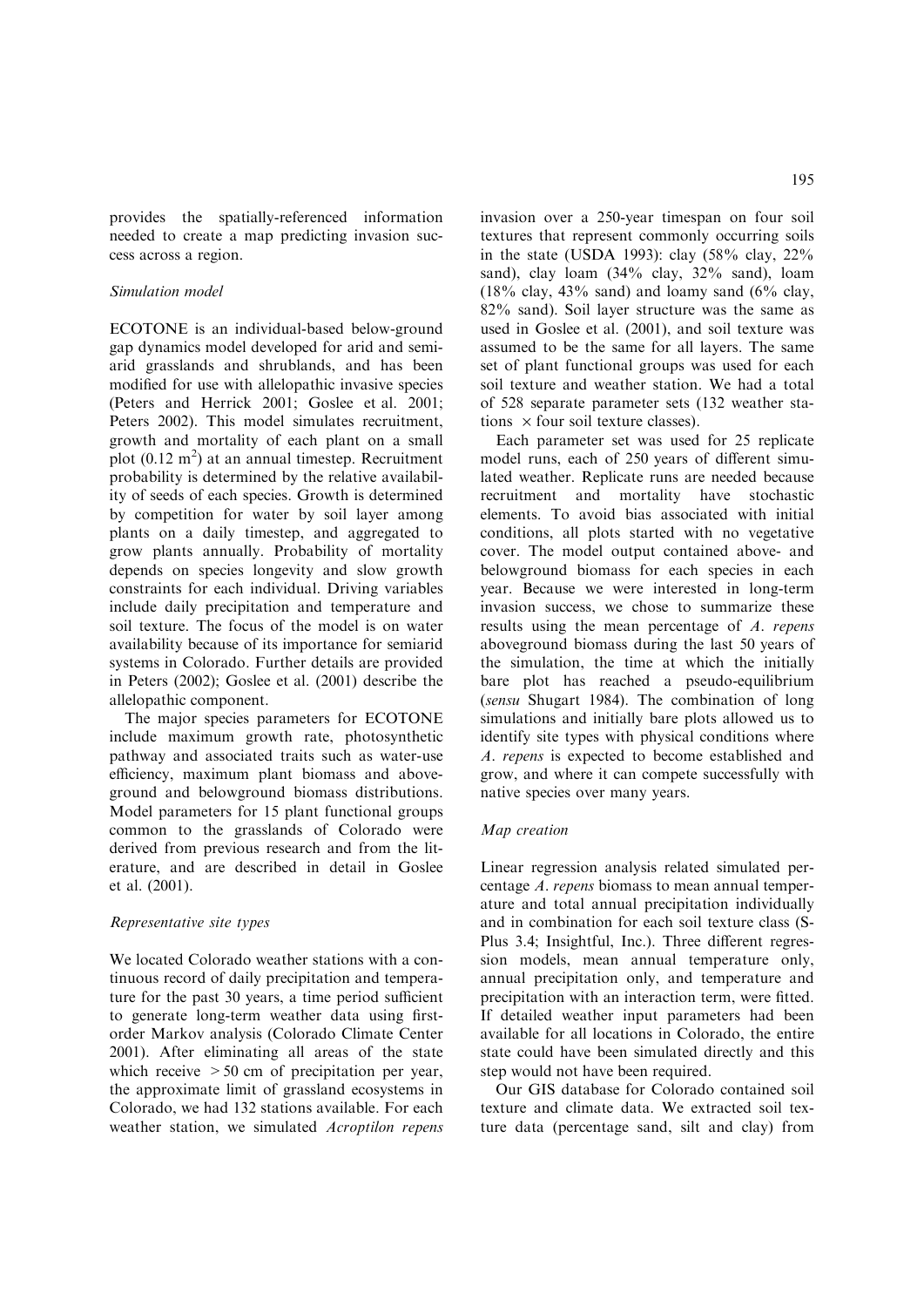provides the spatially-referenced information needed to create a map predicting invasion success across a region.

### *Simulation model*

ECOTONE is an individual-based below-ground gap dynamics model developed for arid and semi-arid grasslands and shrublands, and has been modified for use with allelopathic invasive species (Peters and Herrick 2001; Goslee et al. 2001; Peters 2002). This model simulates recruitment, growth and mortality of each plant on a small plot ($0.12\ m^2$) at an annual timestep. Recruitment probability is determined by the relative availability of seeds of each species. Growth is determined by competition for water by soil layer among plants on a daily timestep, and aggregated to grow plants annually. Probability of mortality depends on species longevity and slow growth constraints for each individual. Driving variables include daily precipitation and temperature and soil texture. The focus of the model is on water availability because of its importance for semiarid systems in Colorado. Further details are provided in Peters (2002); Goslee et al. (2001) describe the allelopathic component.

The major species parameters for ECOTONE include maximum growth rate, photosynthetic pathway and associated traits such as water-use efficiency, maximum plant biomass and aboveground and belowground biomass distributions. Model parameters for 15 plant functional groups common to the grasslands of Colorado were derived from previous research and from the literature, and are described in detail in Goslee et al. (2001).

### *Representative site types*

We located Colorado weather stations with a continuous record of daily precipitation and temperature for the past 30 years, a time period sufficient to generate long-term weather data using first-order Markov analysis (Colorado Climate Center 2001). After eliminating all areas of the state which receive $> 50$ cm of precipitation per year, the approximate limit of grassland ecosystems in Colorado, we had 132 stations available. For each weather station, we simulated *Acroptilon repens* invasion over a 250-year timespan on four soil textures that represent commonly occurring soils in the state (USDA 1993): clay (58% clay, 22% sand), clay loam (34% clay, 32% sand), loam (18% clay, 43% sand) and loamy sand (6% clay, 82% sand). Soil layer structure was the same as used in Goslee et al. (2001), and soil texture was assumed to be the same for all layers. The same set of plant functional groups was used for each soil texture and weather station. We had a total of 528 separate parameter sets (132 weather stations $\times$ four soil texture classes).

Each parameter set was used for 25 replicate model runs, each of 250 years of different simulated weather. Replicate runs are needed because recruitment and mortality have stochastic elements. To avoid bias associated with initial conditions, all plots started with no vegetative cover. The model output contained above- and belowground biomass for each species in each year. Because we were interested in long-term invasion success, we chose to summarize these results using the mean percentage of *A. repens* aboveground biomass during the last 50 years of the simulation, the time at which the initially bare plot has reached a pseudo-equilibrium (*sensu* Shugart 1984). The combination of long simulations and initially bare plots allowed us to identify site types with physical conditions where *A. repens* is expected to become established and grow, and where it can compete successfully with native species over many years.

### *Map creation*

Linear regression analysis related simulated percentage *A. repens* biomass to mean annual temperature and total annual precipitation individually and in combination for each soil texture class (S-Plus 3.4; Insightful, Inc.). Three different regression models, mean annual temperature only, annual precipitation only, and temperature and precipitation with an interaction term, were fitted. If detailed weather input parameters had been available for all locations in Colorado, the entire state could have been simulated directly and this step would not have been required.

Our GIS database for Colorado contained soil texture and climate data. We extracted soil texture data (percentage sand, silt and clay) from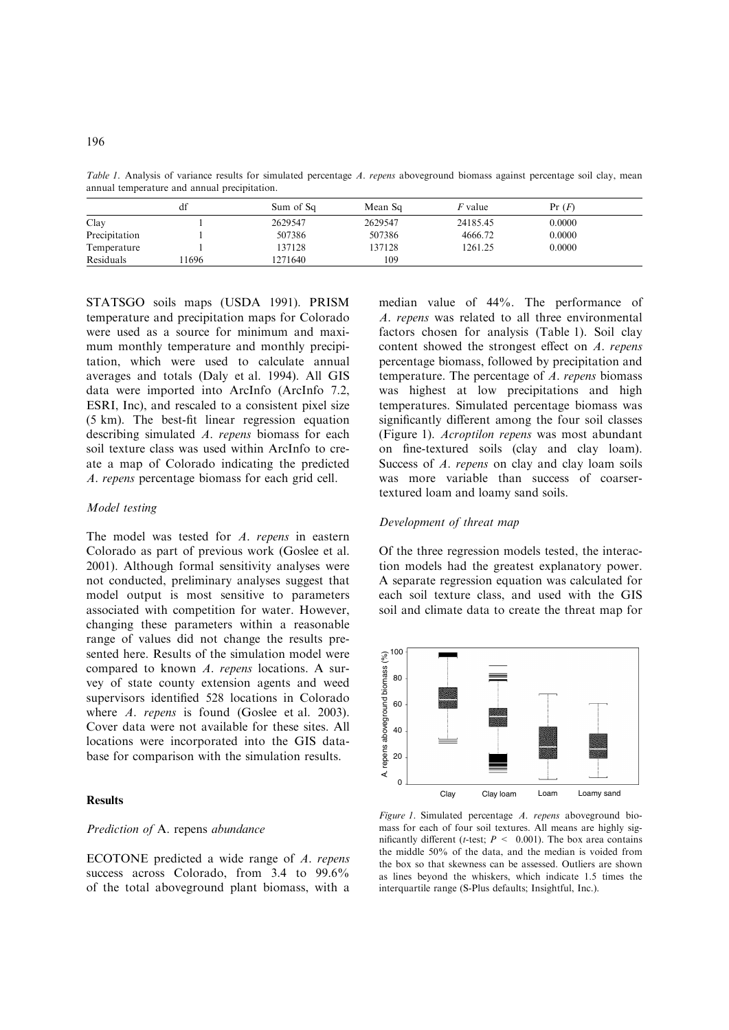*Table 1*. Analysis of variance results for simulated percentage *A. repens* aboveground biomass against percentage soil clay, mean annual temperature and annual precipitation.

| | df | Sum of Sq | Mean Sq | *F* value | Pr (*F*) |
|---|---|---|---|---|---|
| Clay | 1 | 2629547 | 2629547 | 24185.45 | 0.0000 |
| Precipitation | 1 | 507386 | 507386 | 4666.72 | 0.0000 |
| Temperature | 1 | 137128 | 137128 | 1261.25 | 0.0000 |
| Residuals | 11696 | 1271640 | 109 | | |

STATSGO soils maps (USDA 1991). PRISM temperature and precipitation maps for Colorado were used as a source for minimum and maximum monthly temperature and monthly precipitation, which were used to calculate annual averages and totals (Daly et al. 1994). All GIS data were imported into ArcInfo (ArcInfo 7.2, ESRI, Inc), and rescaled to a consistent pixel size (5 km). The best-fit linear regression equation describing simulated *A. repens* biomass for each soil texture class was used within ArcInfo to create a map of Colorado indicating the predicted *A. repens* percentage biomass for each grid cell.

### *Model testing*

The model was tested for *A. repens* in eastern Colorado as part of previous work (Goslee et al. 2001). Although formal sensitivity analyses were not conducted, preliminary analyses suggest that model output is most sensitive to parameters associated with competition for water. However, changing these parameters within a reasonable range of values did not change the results presented here. Results of the simulation model were compared to known *A. repens* locations. A survey of state county extension agents and weed supervisors identified 528 locations in Colorado where *A. repens* is found (Goslee et al. 2003). Cover data were not available for these sites. All locations were incorporated into the GIS database for comparison with the simulation results.

## Results

### *Prediction of* A. repens *abundance*

ECOTONE predicted a wide range of *A. repens* success across Colorado, from 3.4 to 99.6% of the total aboveground plant biomass, with a median value of 44%. The performance of *A. repens* was related to all three environmental factors chosen for analysis (Table 1). Soil clay content showed the strongest effect on *A. repens* percentage biomass, followed by precipitation and temperature. The percentage of *A. repens* biomass was highest at low precipitations and high temperatures. Simulated percentage biomass was significantly different among the four soil classes (Figure 1). *Acroptilon repens* was most abundant on fine-textured soils (clay and clay loam). Success of *A. repens* on clay and clay loam soils was more variable than success of coarser-textured loam and loamy sand soils.

### *Development of threat map*

Of the three regression models tested, the interaction models had the greatest explanatory power. A separate regression equation was calculated for each soil texture class, and used with the GIS soil and climate data to create the threat map for

*Figure 1*. Simulated percentage *A. repens* aboveground biomass for each of four soil textures. All means are highly significantly different (*t*-test; $P < 0.001$). The box area contains the middle 50% of the data, and the median is voided from the box so that skewness can be assessed. Outliers are shown as lines beyond the whiskers, which indicate 1.5 times the interquartile range (S-Plus defaults; Insightful, Inc.).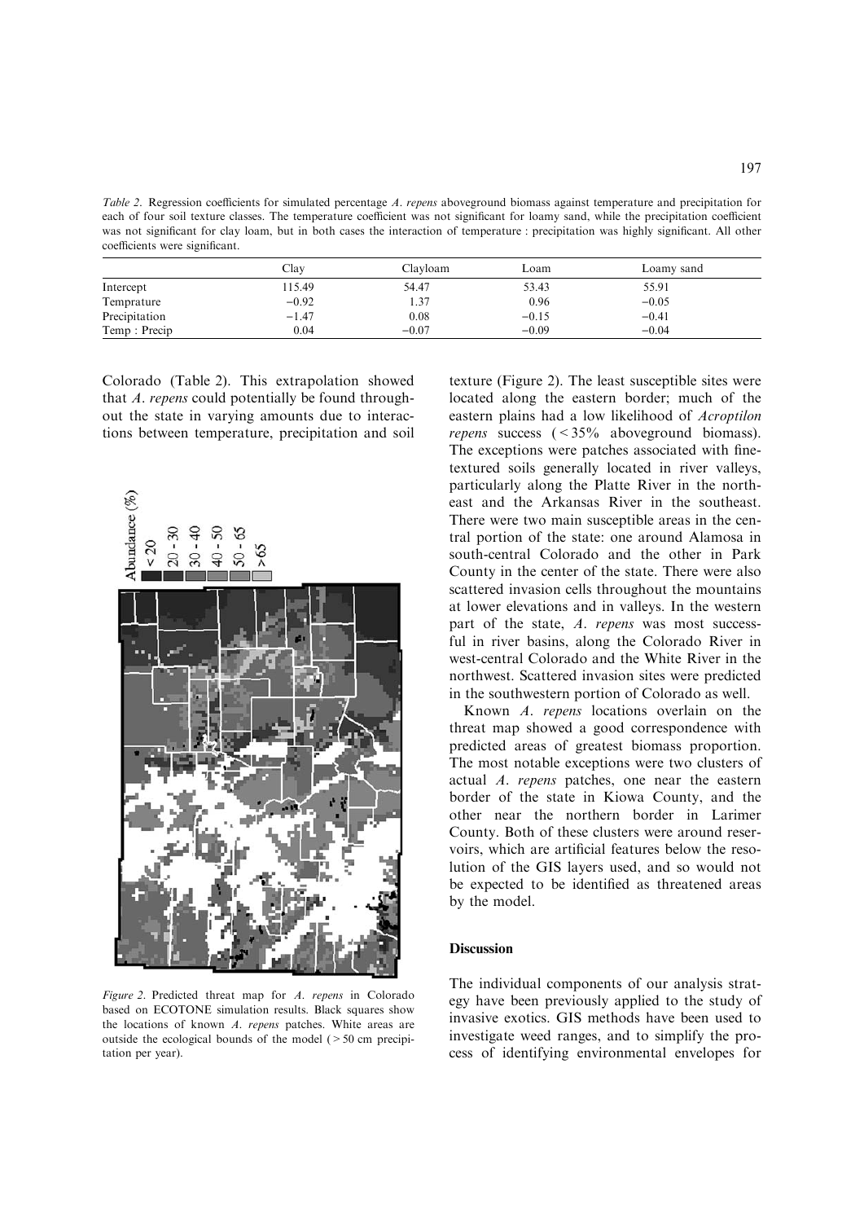*Table 2.* Regression coefficients for simulated percentage *A. repens* aboveground biomass against temperature and precipitation for each of four soil texture classes. The temperature coefficient was not significant for loamy sand, while the precipitation coefficient was not significant for clay loam, but in both cases the interaction of temperature : precipitation was highly significant. All other coefficients were significant.

| | Clay | Clayloam | Loam | Loamy sand |
|---|---|---|---|---|
| Intercept | 115.49 | 54.47 | 53.43 | 55.91 |
| Temprature | −0.92 | 1.37 | 0.96 | −0.05 |
| Precipitation | −1.47 | 0.08 | −0.15 | −0.41 |
| Temp : Precip | 0.04 | −0.07 | −0.09 | −0.04 |

Colorado (Table 2). This extrapolation showed that *A. repens* could potentially be found throughout the state in varying amounts due to interactions between temperature, precipitation and soil texture (Figure 2). The least susceptible sites were located along the eastern border; much of the eastern plains had a low likelihood of *Acroptilon repens* success (< 35% aboveground biomass). The exceptions were patches associated with fine-textured soils generally located in river valleys, particularly along the Platte River in the northeast and the Arkansas River in the southeast. There were two main susceptible areas in the central portion of the state: one around Alamosa in south-central Colorado and the other in Park County in the center of the state. There were also scattered invasion cells throughout the mountains at lower elevations and in valleys. In the western part of the state, *A. repens* was most successful in river basins, along the Colorado River in west-central Colorado and the White River in the northwest. Scattered invasion sites were predicted in the southwestern portion of Colorado as well.

Known *A. repens* locations overlain on the threat map showed a good correspondence with predicted areas of greatest biomass proportion. The most notable exceptions were two clusters of actual *A. repens* patches, one near the eastern border of the state in Kiowa County, and the other near the northern border in Larimer County. Both of these clusters were around reservoirs, which are artificial features below the resolution of the GIS layers used, and so would not be expected to be identified as threatened areas by the model.

*Figure 2.* Predicted threat map for *A. repens* in Colorado based on ECOTONE simulation results. Black squares show the locations of known *A. repens* patches. White areas are outside the ecological bounds of the model (> 50 cm precipitation per year).

## Discussion

The individual components of our analysis strategy have been previously applied to the study of invasive exotics. GIS methods have been used to investigate weed ranges, and to simplify the process of identifying environmental envelopes for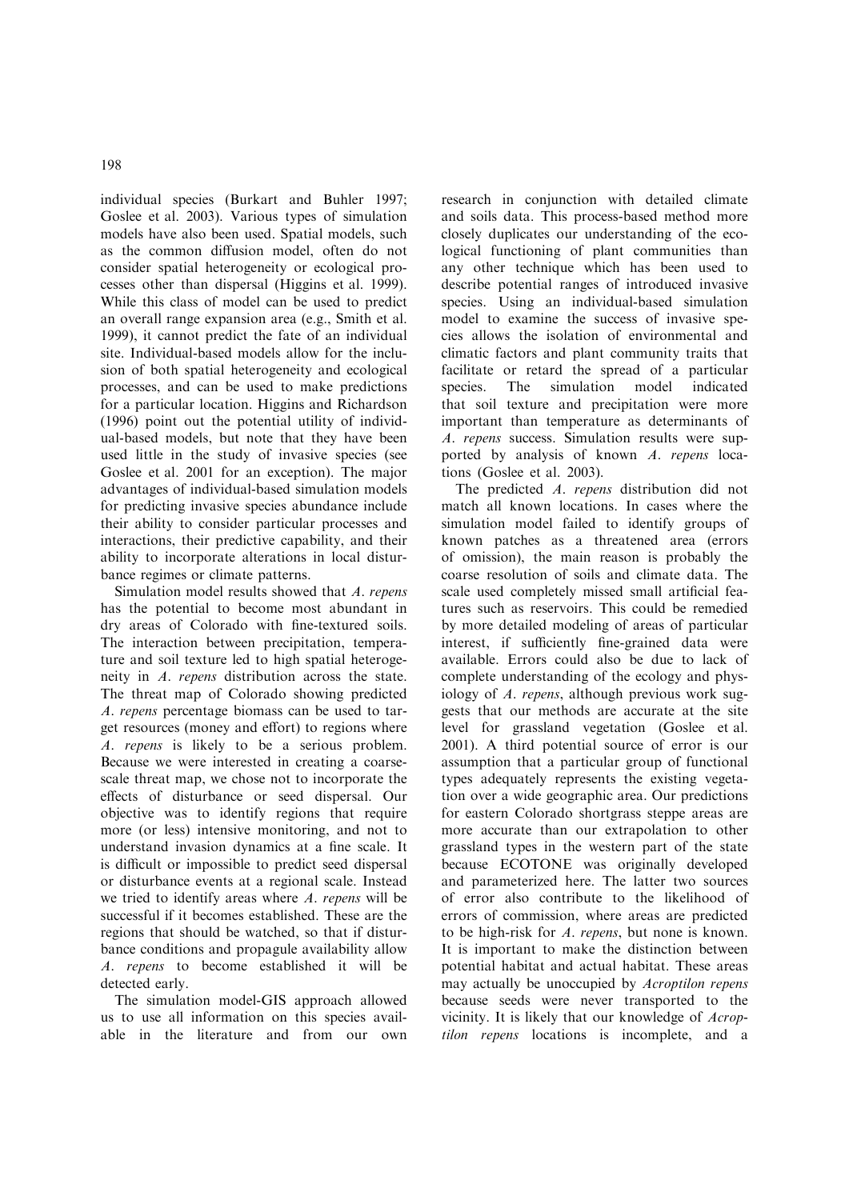individual species (Burkart and Buhler 1997; Goslee et al. 2003). Various types of simulation models have also been used. Spatial models, such as the common diffusion model, often do not consider spatial heterogeneity or ecological processes other than dispersal (Higgins et al. 1999). While this class of model can be used to predict an overall range expansion area (e.g., Smith et al. 1999), it cannot predict the fate of an individual site. Individual-based models allow for the inclusion of both spatial heterogeneity and ecological processes, and can be used to make predictions for a particular location. Higgins and Richardson (1996) point out the potential utility of individual-based models, but note that they have been used little in the study of invasive species (see Goslee et al. 2001 for an exception). The major advantages of individual-based simulation models for predicting invasive species abundance include their ability to consider particular processes and interactions, their predictive capability, and their ability to incorporate alterations in local disturbance regimes or climate patterns.

Simulation model results showed that *A. repens* has the potential to become most abundant in dry areas of Colorado with fine-textured soils. The interaction between precipitation, temperature and soil texture led to high spatial heterogeneity in *A. repens* distribution across the state. The threat map of Colorado showing predicted *A. repens* percentage biomass can be used to target resources (money and effort) to regions where *A. repens* is likely to be a serious problem. Because we were interested in creating a coarse-scale threat map, we chose not to incorporate the effects of disturbance or seed dispersal. Our objective was to identify regions that require more (or less) intensive monitoring, and not to understand invasion dynamics at a fine scale. It is difficult or impossible to predict seed dispersal or disturbance events at a regional scale. Instead we tried to identify areas where *A. repens* will be successful if it becomes established. These are the regions that should be watched, so that if disturbance conditions and propagule availability allow *A. repens* to become established it will be detected early.

The simulation model-GIS approach allowed us to use all information on this species available in the literature and from our own research in conjunction with detailed climate and soils data. This process-based method more closely duplicates our understanding of the ecological functioning of plant communities than any other technique which has been used to describe potential ranges of introduced invasive species. Using an individual-based simulation model to examine the success of invasive species allows the isolation of environmental and climatic factors and plant community traits that facilitate or retard the spread of a particular species. The simulation model indicated that soil texture and precipitation were more important than temperature as determinants of *A. repens* success. Simulation results were supported by analysis of known *A. repens* locations (Goslee et al. 2003).

The predicted *A. repens* distribution did not match all known locations. In cases where the simulation model failed to identify groups of known patches as a threatened area (errors of omission), the main reason is probably the coarse resolution of soils and climate data. The scale used completely missed small artificial features such as reservoirs. This could be remedied by more detailed modeling of areas of particular interest, if sufficiently fine-grained data were available. Errors could also be due to lack of complete understanding of the ecology and physiology of *A. repens*, although previous work suggests that our methods are accurate at the site level for grassland vegetation (Goslee et al. 2001). A third potential source of error is our assumption that a particular group of functional types adequately represents the existing vegetation over a wide geographic area. Our predictions for eastern Colorado shortgrass steppe areas are more accurate than our extrapolation to other grassland types in the western part of the state because ECOTONE was originally developed and parameterized here. The latter two sources of error also contribute to the likelihood of errors of commission, where areas are predicted to be high-risk for *A. repens*, but none is known. It is important to make the distinction between potential habitat and actual habitat. These areas may actually be unoccupied by *Acroptilon repens* because seeds were never transported to the vicinity. It is likely that our knowledge of *Acroptilon repens* locations is incomplete, and a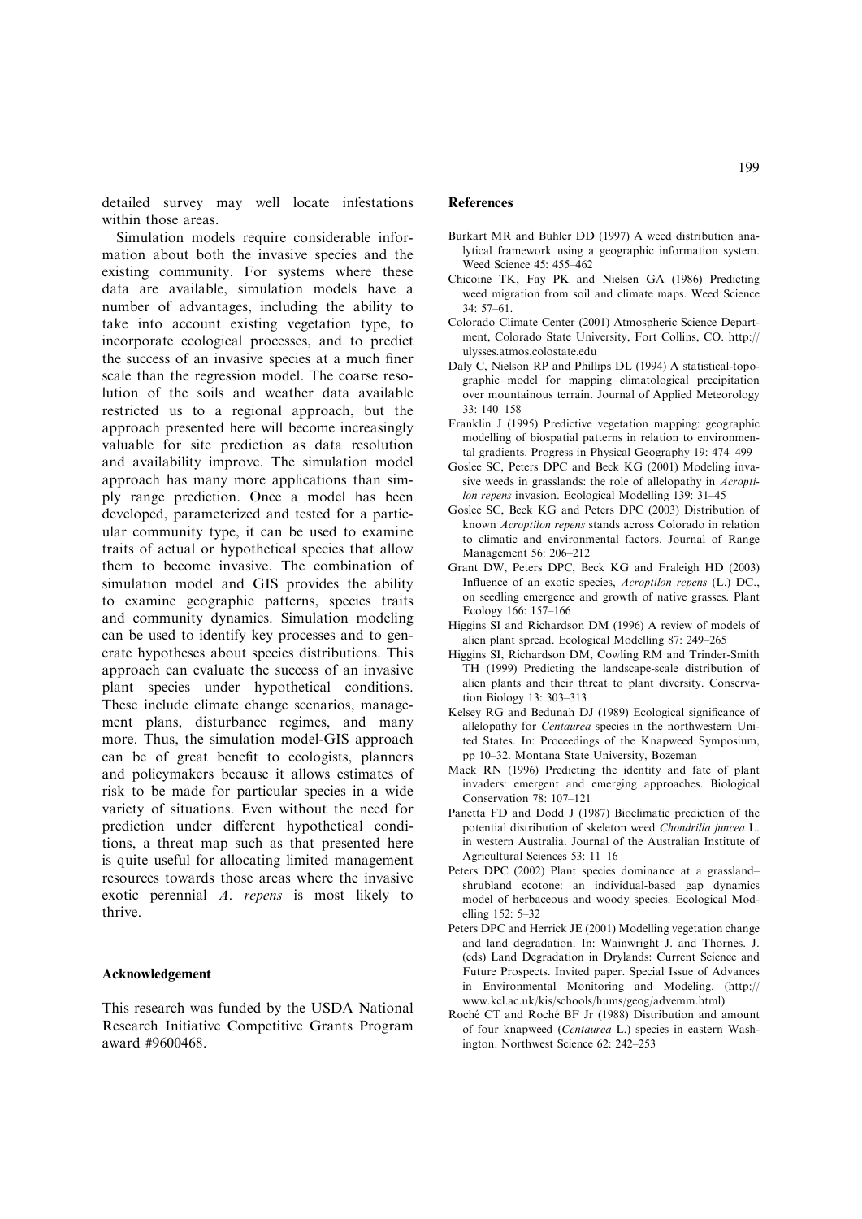detailed survey may well locate infestations within those areas.

Simulation models require considerable information about both the invasive species and the existing community. For systems where these data are available, simulation models have a number of advantages, including the ability to take into account existing vegetation type, to incorporate ecological processes, and to predict the success of an invasive species at a much finer scale than the regression model. The coarse resolution of the soils and weather data available restricted us to a regional approach, but the approach presented here will become increasingly valuable for site prediction as data resolution and availability improve. The simulation model approach has many more applications than simply range prediction. Once a model has been developed, parameterized and tested for a particular community type, it can be used to examine traits of actual or hypothetical species that allow them to become invasive. The combination of simulation model and GIS provides the ability to examine geographic patterns, species traits and community dynamics. Simulation modeling can be used to identify key processes and to generate hypotheses about species distributions. This approach can evaluate the success of an invasive plant species under hypothetical conditions. These include climate change scenarios, management plans, disturbance regimes, and many more. Thus, the simulation model-GIS approach can be of great benefit to ecologists, planners and policymakers because it allows estimates of risk to be made for particular species in a wide variety of situations. Even without the need for prediction under different hypothetical conditions, a threat map such as that presented here is quite useful for allocating limited management resources towards those areas where the invasive exotic perennial *A. repens* is most likely to thrive.

## Acknowledgement

This research was funded by the USDA National Research Initiative Competitive Grants Program award #9600468.

## References

Burkart MR and Buhler DD (1997) A weed distribution analytical framework using a geographic information system. Weed Science 45: 455–462

Chicoine TK, Fay PK and Nielsen GA (1986) Predicting weed migration from soil and climate maps. Weed Science 34: 57–61.

Colorado Climate Center (2001) Atmospheric Science Department, Colorado State University, Fort Collins, CO. http://ulysses.atmos.colostate.edu

Daly C, Nielson RP and Phillips DL (1994) A statistical-topographic model for mapping climatological precipitation over mountainous terrain. Journal of Applied Meteorology 33: 140–158

Franklin J (1995) Predictive vegetation mapping: geographic modelling of biospatial patterns in relation to environmental gradients. Progress in Physical Geography 19: 474–499

Goslee SC, Peters DPC and Beck KG (2001) Modeling invasive weeds in grasslands: the role of allelopathy in *Acroptilon repens* invasion. Ecological Modelling 139: 31–45

Goslee SC, Beck KG and Peters DPC (2003) Distribution of known *Acroptilon repens* stands across Colorado in relation to climatic and environmental factors. Journal of Range Management 56: 206–212

Grant DW, Peters DPC, Beck KG and Fraleigh HD (2003) Influence of an exotic species, *Acroptilon repens* (L.) DC., on seedling emergence and growth of native grasses. Plant Ecology 166: 157–166

Higgins SI and Richardson DM (1996) A review of models of alien plant spread. Ecological Modelling 87: 249–265

Higgins SI, Richardson DM, Cowling RM and Trinder-Smith TH (1999) Predicting the landscape-scale distribution of alien plants and their threat to plant diversity. Conservation Biology 13: 303–313

Kelsey RG and Bedunah DJ (1989) Ecological significance of allelopathy for *Centaurea* species in the northwestern United States. In: Proceedings of the Knapweed Symposium, pp 10–32. Montana State University, Bozeman

Mack RN (1996) Predicting the identity and fate of plant invaders: emergent and emerging approaches. Biological Conservation 78: 107–121

Panetta FD and Dodd J (1987) Bioclimatic prediction of the potential distribution of skeleton weed *Chondrilla juncea* L. in western Australia. Journal of the Australian Institute of Agricultural Sciences 53: 11–16

Peters DPC (2002) Plant species dominance at a grassland–shrubland ecotone: an individual-based gap dynamics model of herbaceous and woody species. Ecological Modelling 152: 5–32

Peters DPC and Herrick JE (2001) Modelling vegetation change and land degradation. In: Wainwright J. and Thornes. J. (eds) Land Degradation in Drylands: Current Science and Future Prospects. Invited paper. Special Issue of Advances in Environmental Monitoring and Modeling. (http://www.kcl.ac.uk/kis/schools/hums/geog/advemm.html)

Roché CT and Roché BF Jr (1988) Distribution and amount of four knapweed (*Centaurea* L.) species in eastern Washington. Northwest Science 62: 242–253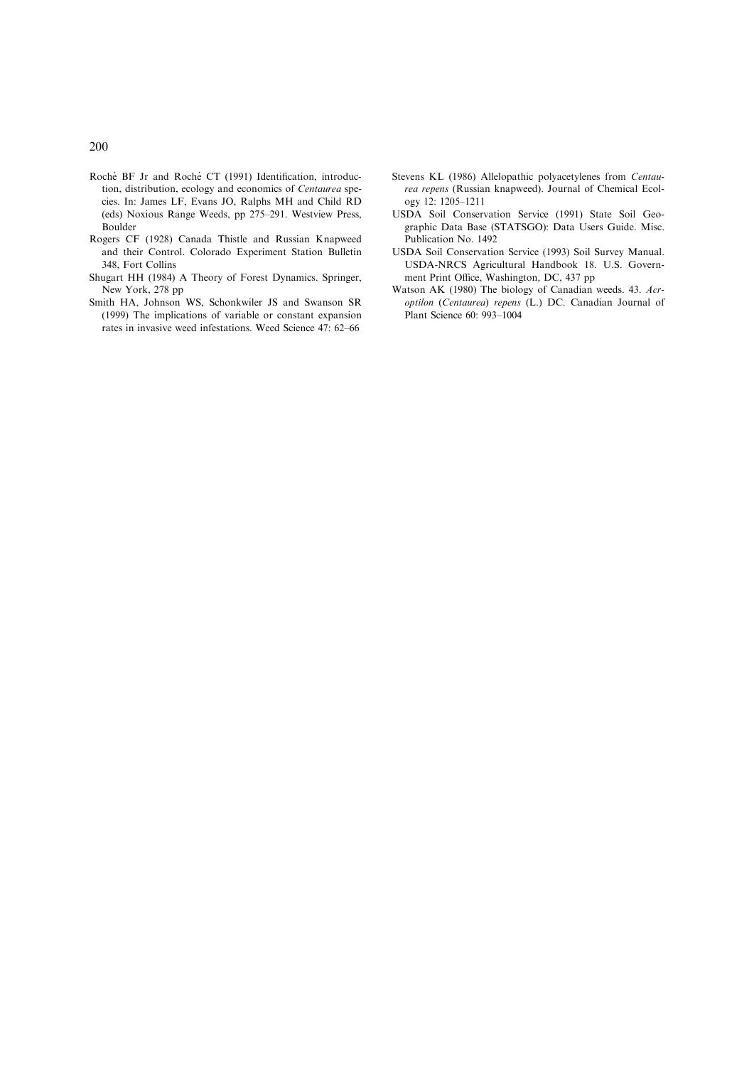Roché BF Jr and Roché CT (1991) Identification, introduction, distribution, ecology and economics of *Centaurea* species. In: James LF, Evans JO, Ralphs MH and Child RD (eds) Noxious Range Weeds, pp 275–291. Westview Press, Boulder

Rogers CF (1928) Canada Thistle and Russian Knapweed and their Control. Colorado Experiment Station Bulletin 348, Fort Collins

Shugart HH (1984) A Theory of Forest Dynamics. Springer, New York, 278 pp

Smith HA, Johnson WS, Schonkwiler JS and Swanson SR (1999) The implications of variable or constant expansion rates in invasive weed infestations. Weed Science 47: 62–66

Stevens KL (1986) Allelopathic polyacetylenes from *Centaurea repens* (Russian knapweed). Journal of Chemical Ecology 12: 1205–1211

USDA Soil Conservation Service (1991) State Soil Geographic Data Base (STATSGO): Data Users Guide. Misc. Publication No. 1492

USDA Soil Conservation Service (1993) Soil Survey Manual. USDA-NRCS Agricultural Handbook 18. U.S. Government Print Office, Washington, DC, 437 pp

Watson AK (1980) The biology of Canadian weeds. 43. *Acroptilon* (*Centaurea*) *repens* (L.) DC. Canadian Journal of Plant Science 60: 993–1004